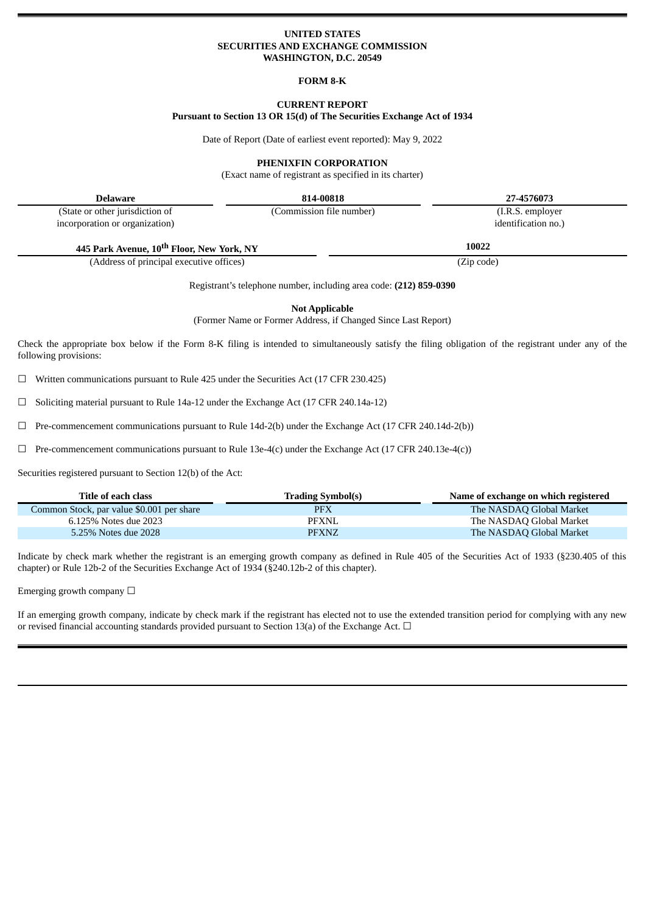**UNITED STATES**
**SECURITIES AND EXCHANGE COMMISSION**
**WASHINGTON, D.C. 20549**

**FORM 8-K**

**CURRENT REPORT**
**Pursuant to Section 13 OR 15(d) of The Securities Exchange Act of 1934**

Date of Report (Date of earliest event reported): May 9, 2022

**PHENIXFIN CORPORATION**
(Exact name of registrant as specified in its charter)

| **Delaware** | **814-00818** | **27-4576073** |
|---|---|---|
| (State or other jurisdiction of incorporation or organization) | (Commission file number) | (I.R.S. employer identification no.) |

| **445 Park Avenue, 10th Floor, New York, NY** | **10022** |
|---|---|
| (Address of principal executive offices) | (Zip code) |

Registrant's telephone number, including area code: **(212) 859-0390**

**Not Applicable**
(Former Name or Former Address, if Changed Since Last Report)

Check the appropriate box below if the Form 8-K filing is intended to simultaneously satisfy the filing obligation of the registrant under any of the following provisions:

☐ Written communications pursuant to Rule 425 under the Securities Act (17 CFR 230.425)

☐ Soliciting material pursuant to Rule 14a-12 under the Exchange Act (17 CFR 240.14a-12)

☐ Pre-commencement communications pursuant to Rule 14d-2(b) under the Exchange Act (17 CFR 240.14d-2(b))

☐ Pre-commencement communications pursuant to Rule 13e-4(c) under the Exchange Act (17 CFR 240.13e-4(c))

Securities registered pursuant to Section 12(b) of the Act:

| Title of each class | Trading Symbol(s) | Name of exchange on which registered |
|---|---|---|
| Common Stock, par value $0.001 per share | PFX | The NASDAQ Global Market |
| 6.125% Notes due 2023 | PFXNL | The NASDAQ Global Market |
| 5.25% Notes due 2028 | PFXNZ | The NASDAQ Global Market |

Indicate by check mark whether the registrant is an emerging growth company as defined in Rule 405 of the Securities Act of 1933 (§230.405 of this chapter) or Rule 12b-2 of the Securities Exchange Act of 1934 (§240.12b-2 of this chapter).

Emerging growth company ☐

If an emerging growth company, indicate by check mark if the registrant has elected not to use the extended transition period for complying with any new or revised financial accounting standards provided pursuant to Section 13(a) of the Exchange Act. ☐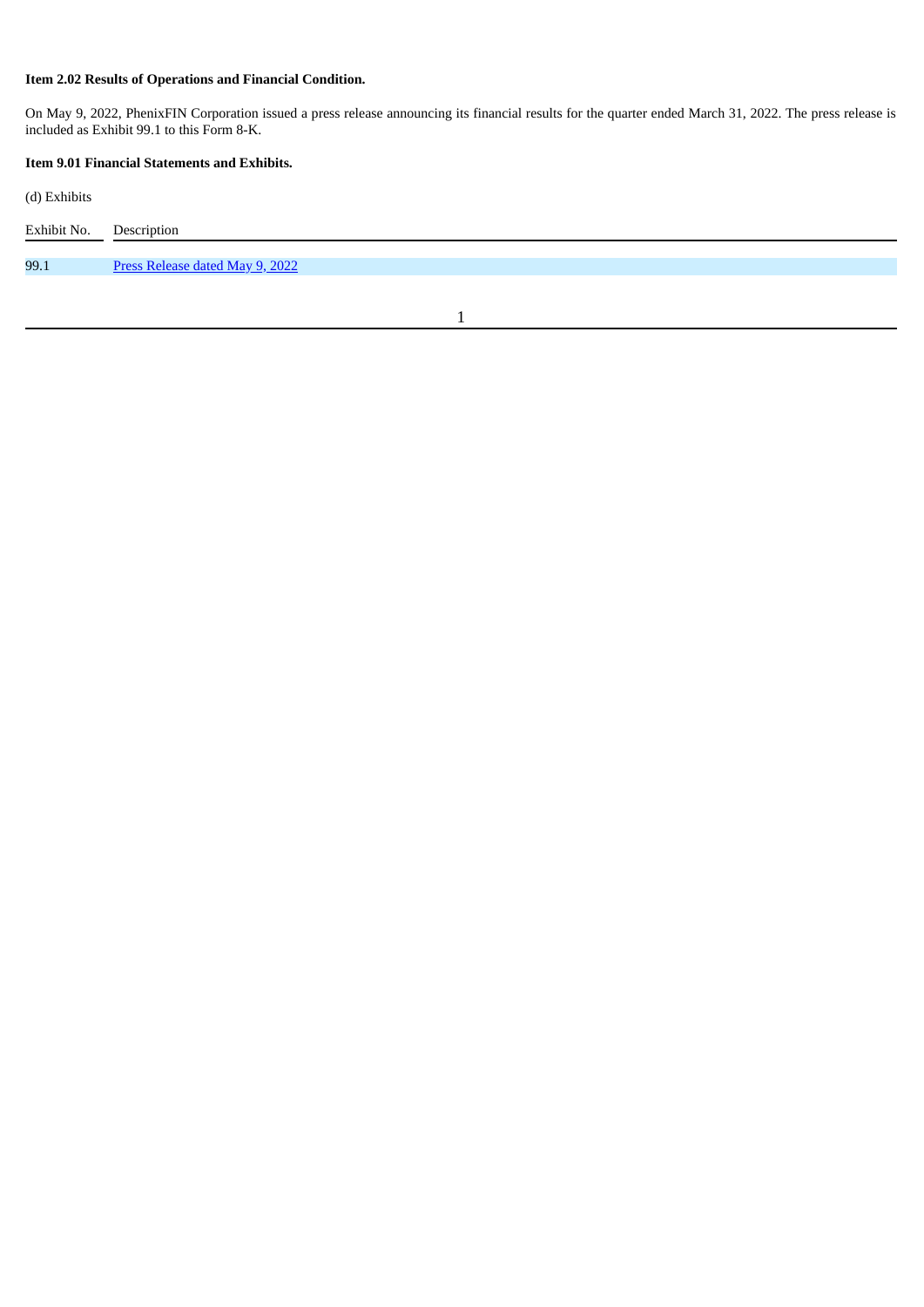**Item 2.02 Results of Operations and Financial Condition.**

On May 9, 2022, PhenixFIN Corporation issued a press release announcing its financial results for the quarter ended March 31, 2022. The press release is included as Exhibit 99.1 to this Form 8-K.

**Item 9.01 Financial Statements and Exhibits.**

(d) Exhibits

| Exhibit No. | Description |
|---|---|
| 99.1 | Press Release dated May 9, 2022 |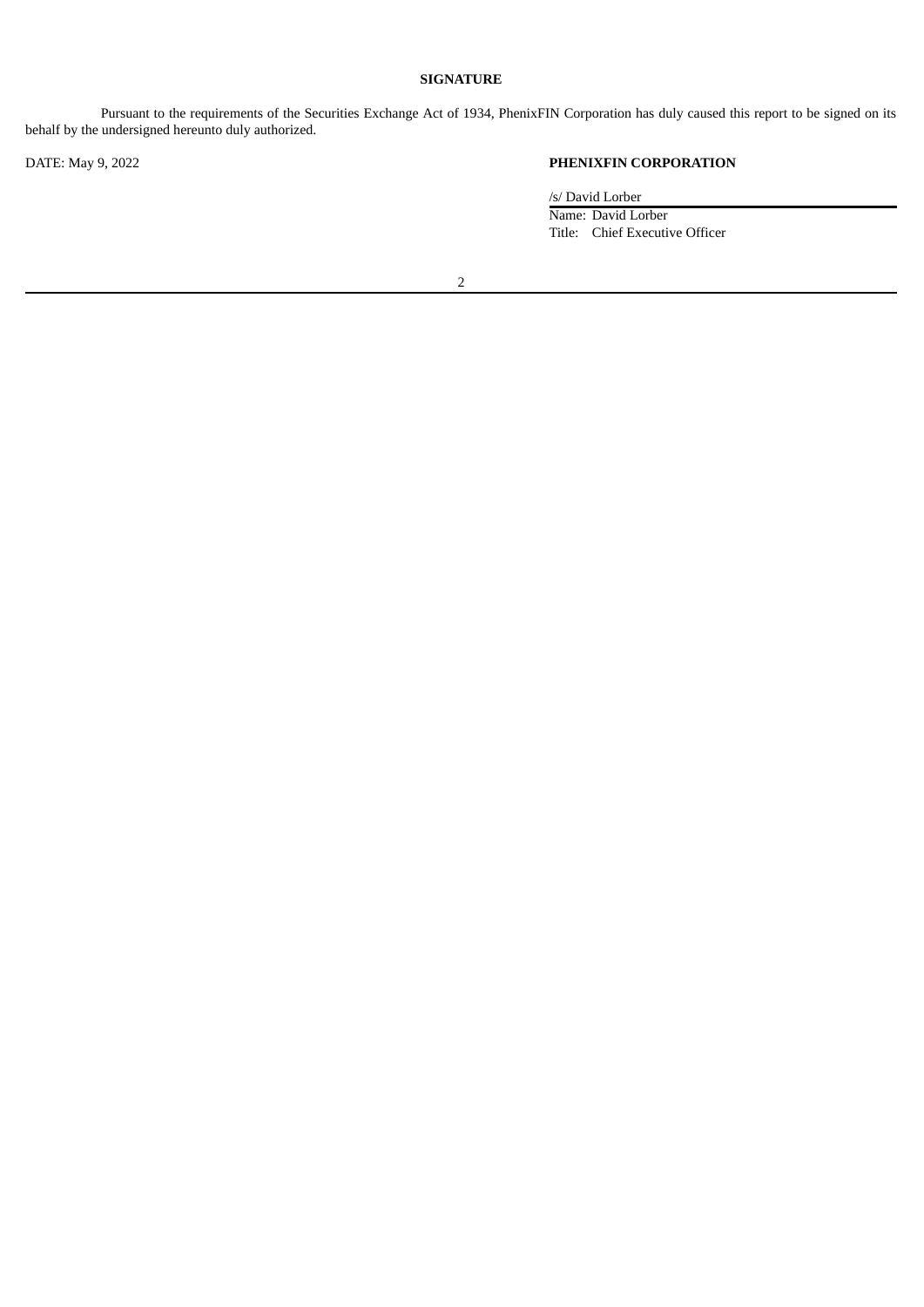**SIGNATURE**

Pursuant to the requirements of the Securities Exchange Act of 1934, PhenixFIN Corporation has duly caused this report to be signed on its behalf by the undersigned hereunto duly authorized.

DATE: May 9, 2022

**PHENIXFIN CORPORATION**

/s/ David Lorber

Name: David Lorber

Title: Chief Executive Officer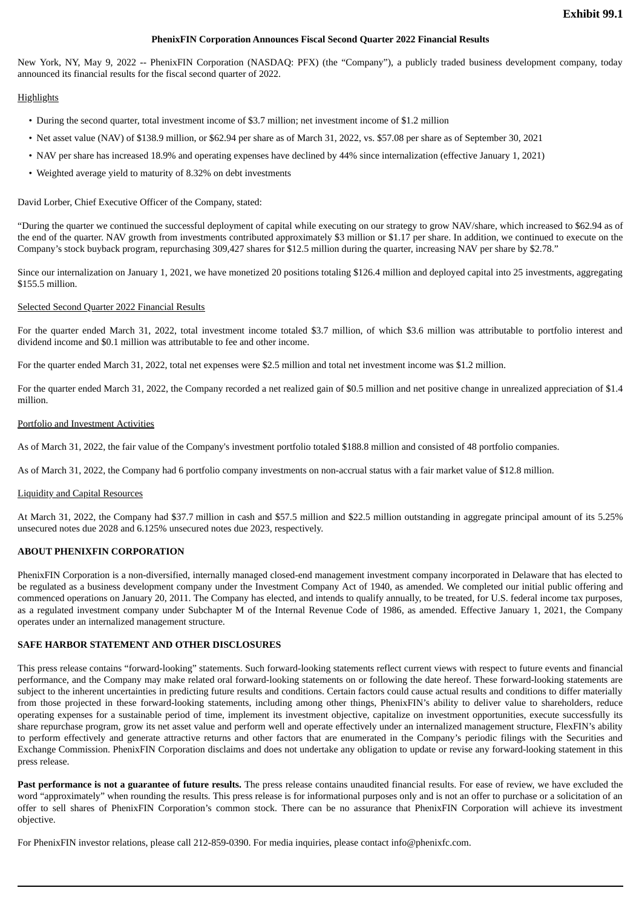**Exhibit 99.1**

**PhenixFIN Corporation Announces Fiscal Second Quarter 2022 Financial Results**

New York, NY, May 9, 2022 -- PhenixFIN Corporation (NASDAQ: PFX) (the "Company"), a publicly traded business development company, today announced its financial results for the fiscal second quarter of 2022.

Highlights

- During the second quarter, total investment income of $3.7 million; net investment income of $1.2 million
- Net asset value (NAV) of $138.9 million, or $62.94 per share as of March 31, 2022, vs. $57.08 per share as of September 30, 2021
- NAV per share has increased 18.9% and operating expenses have declined by 44% since internalization (effective January 1, 2021)
- Weighted average yield to maturity of 8.32% on debt investments

David Lorber, Chief Executive Officer of the Company, stated:

"During the quarter we continued the successful deployment of capital while executing on our strategy to grow NAV/share, which increased to $62.94 as of the end of the quarter. NAV growth from investments contributed approximately $3 million or $1.17 per share. In addition, we continued to execute on the Company's stock buyback program, repurchasing 309,427 shares for $12.5 million during the quarter, increasing NAV per share by $2.78."

Since our internalization on January 1, 2021, we have monetized 20 positions totaling $126.4 million and deployed capital into 25 investments, aggregating $155.5 million.

Selected Second Quarter 2022 Financial Results

For the quarter ended March 31, 2022, total investment income totaled $3.7 million, of which $3.6 million was attributable to portfolio interest and dividend income and $0.1 million was attributable to fee and other income.

For the quarter ended March 31, 2022, total net expenses were $2.5 million and total net investment income was $1.2 million.

For the quarter ended March 31, 2022, the Company recorded a net realized gain of $0.5 million and net positive change in unrealized appreciation of $1.4 million.

Portfolio and Investment Activities

As of March 31, 2022, the fair value of the Company's investment portfolio totaled $188.8 million and consisted of 48 portfolio companies.

As of March 31, 2022, the Company had 6 portfolio company investments on non-accrual status with a fair market value of $12.8 million.

Liquidity and Capital Resources

At March 31, 2022, the Company had $37.7 million in cash and $57.5 million and $22.5 million outstanding in aggregate principal amount of its 5.25% unsecured notes due 2028 and 6.125% unsecured notes due 2023, respectively.

**ABOUT PHENIXFIN CORPORATION**

PhenixFIN Corporation is a non-diversified, internally managed closed-end management investment company incorporated in Delaware that has elected to be regulated as a business development company under the Investment Company Act of 1940, as amended. We completed our initial public offering and commenced operations on January 20, 2011. The Company has elected, and intends to qualify annually, to be treated, for U.S. federal income tax purposes, as a regulated investment company under Subchapter M of the Internal Revenue Code of 1986, as amended. Effective January 1, 2021, the Company operates under an internalized management structure.

**SAFE HARBOR STATEMENT AND OTHER DISCLOSURES**

This press release contains "forward-looking" statements. Such forward-looking statements reflect current views with respect to future events and financial performance, and the Company may make related oral forward-looking statements on or following the date hereof. These forward-looking statements are subject to the inherent uncertainties in predicting future results and conditions. Certain factors could cause actual results and conditions to differ materially from those projected in these forward-looking statements, including among other things, PhenixFIN's ability to deliver value to shareholders, reduce operating expenses for a sustainable period of time, implement its investment objective, capitalize on investment opportunities, execute successfully its share repurchase program, grow its net asset value and perform well and operate effectively under an internalized management structure, FlexFIN's ability to perform effectively and generate attractive returns and other factors that are enumerated in the Company's periodic filings with the Securities and Exchange Commission. PhenixFIN Corporation disclaims and does not undertake any obligation to update or revise any forward-looking statement in this press release.

**Past performance is not a guarantee of future results.** The press release contains unaudited financial results. For ease of review, we have excluded the word "approximately" when rounding the results. This press release is for informational purposes only and is not an offer to purchase or a solicitation of an offer to sell shares of PhenixFIN Corporation's common stock. There can be no assurance that PhenixFIN Corporation will achieve its investment objective.

For PhenixFIN investor relations, please call 212-859-0390. For media inquiries, please contact info@phenixfc.com.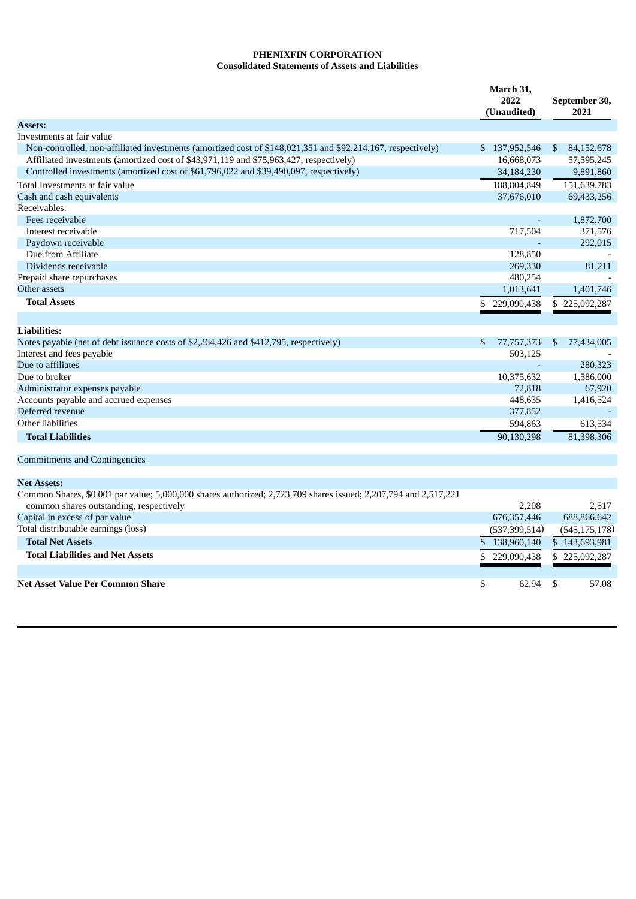**PHENIXFIN CORPORATION**
**Consolidated Statements of Assets and Liabilities**

| | March 31, 2022 (Unaudited) | September 30, 2021 |
|---|---|---|
| **Assets:** | | |
| Investments at fair value | | |
| Non-controlled, non-affiliated investments (amortized cost of $148,021,351 and $92,214,167, respectively) | $ 137,952,546 | $ 84,152,678 |
| Affiliated investments (amortized cost of $43,971,119 and $75,963,427, respectively) | 16,668,073 | 57,595,245 |
| Controlled investments (amortized cost of $61,796,022 and $39,490,097, respectively) | 34,184,230 | 9,891,860 |
| Total Investments at fair value | 188,804,849 | 151,639,783 |
| Cash and cash equivalents | 37,676,010 | 69,433,256 |
| Receivables: | | |
| Fees receivable | - | 1,872,700 |
| Interest receivable | 717,504 | 371,576 |
| Paydown receivable | - | 292,015 |
| Due from Affiliate | 128,850 | - |
| Dividends receivable | 269,330 | 81,211 |
| Prepaid share repurchases | 480,254 | - |
| Other assets | 1,013,641 | 1,401,746 |
| **Total Assets** | $ 229,090,438 | $ 225,092,287 |
| | | |
| **Liabilities:** | | |
| Notes payable (net of debt issuance costs of $2,264,426 and $412,795, respectively) | $ 77,757,373 | $ 77,434,005 |
| Interest and fees payable | 503,125 | - |
| Due to affiliates | - | 280,323 |
| Due to broker | 10,375,632 | 1,586,000 |
| Administrator expenses payable | 72,818 | 67,920 |
| Accounts payable and accrued expenses | 448,635 | 1,416,524 |
| Deferred revenue | 377,852 | - |
| Other liabilities | 594,863 | 613,534 |
| **Total Liabilities** | 90,130,298 | 81,398,306 |
| | | |
| Commitments and Contingencies | | |
| | | |
| **Net Assets:** | | |
| Common Shares, $0.001 par value; 5,000,000 shares authorized; 2,723,709 shares issued; 2,207,794 and 2,517,221 common shares outstanding, respectively | 2,208 | 2,517 |
| Capital in excess of par value | 676,357,446 | 688,866,642 |
| Total distributable earnings (loss) | (537,399,514) | (545,175,178) |
| **Total Net Assets** | $ 138,960,140 | $ 143,693,981 |
| **Total Liabilities and Net Assets** | $ 229,090,438 | $ 225,092,287 |
| | | |
| **Net Asset Value Per Common Share** | $ 62.94 | $ 57.08 |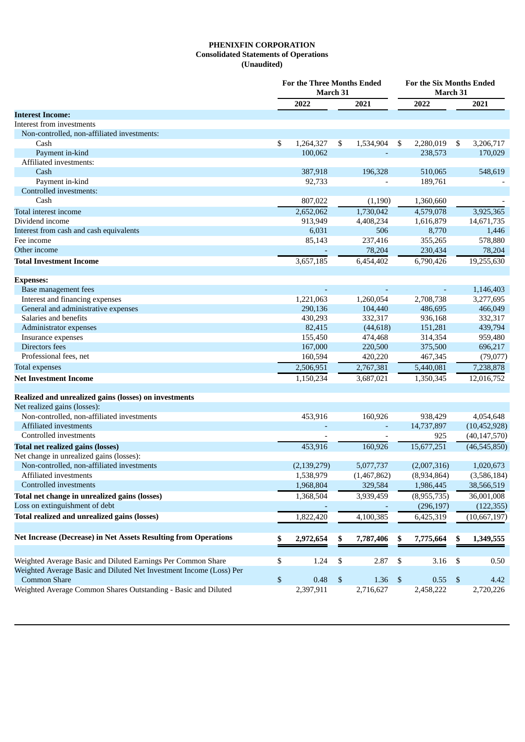**PHENIXFIN CORPORATION**
**Consolidated Statements of Operations**
**(Unaudited)**

| | For the Three Months Ended March 31 | | For the Six Months Ended March 31 | |
|---|---|---|---|---|
| | 2022 | 2021 | 2022 | 2021 |
| **Interest Income:** | | | | |
| Interest from investments | | | | |
| Non-controlled, non-affiliated investments: | | | | |
| Cash | $ 1,264,327 | $ 1,534,904 | $ 2,280,019 | $ 3,206,717 |
| Payment in-kind | 100,062 | - | 238,573 | 170,029 |
| Affiliated investments: | | | | |
| Cash | 387,918 | 196,328 | 510,065 | 548,619 |
| Payment in-kind | 92,733 | - | 189,761 | - |
| Controlled investments: | | | | |
| Cash | 807,022 | (1,190) | 1,360,660 | - |
| Total interest income | 2,652,062 | 1,730,042 | 4,579,078 | 3,925,365 |
| Dividend income | 913,949 | 4,408,234 | 1,616,879 | 14,671,735 |
| Interest from cash and cash equivalents | 6,031 | 506 | 8,770 | 1,446 |
| Fee income | 85,143 | 237,416 | 355,265 | 578,880 |
| Other income | - | 78,204 | 230,434 | 78,204 |
| **Total Investment Income** | 3,657,185 | 6,454,402 | 6,790,426 | 19,255,630 |
| **Expenses:** | | | | |
| Base management fees | - | - | - | 1,146,403 |
| Interest and financing expenses | 1,221,063 | 1,260,054 | 2,708,738 | 3,277,695 |
| General and administrative expenses | 290,136 | 104,440 | 486,695 | 466,049 |
| Salaries and benefits | 430,293 | 332,317 | 936,168 | 332,317 |
| Administrator expenses | 82,415 | (44,618) | 151,281 | 439,794 |
| Insurance expenses | 155,450 | 474,468 | 314,354 | 959,480 |
| Directors fees | 167,000 | 220,500 | 375,500 | 696,217 |
| Professional fees, net | 160,594 | 420,220 | 467,345 | (79,077) |
| Total expenses | 2,506,951 | 2,767,381 | 5,440,081 | 7,238,878 |
| **Net Investment Income** | 1,150,234 | 3,687,021 | 1,350,345 | 12,016,752 |
| **Realized and unrealized gains (losses) on investments** | | | | |
| Net realized gains (losses): | | | | |
| Non-controlled, non-affiliated investments | 453,916 | 160,926 | 938,429 | 4,054,648 |
| Affiliated investments | - | - | 14,737,897 | (10,452,928) |
| Controlled investments | - | - | 925 | (40,147,570) |
| **Total net realized gains (losses)** | 453,916 | 160,926 | 15,677,251 | (46,545,850) |
| Net change in unrealized gains (losses): | | | | |
| Non-controlled, non-affiliated investments | (2,139,279) | 5,077,737 | (2,007,316) | 1,020,673 |
| Affiliated investments | 1,538,979 | (1,467,862) | (8,934,864) | (3,586,184) |
| Controlled investments | 1,968,804 | 329,584 | 1,986,445 | 38,566,519 |
| **Total net change in unrealized gains (losses)** | 1,368,504 | 3,939,459 | (8,955,735) | 36,001,008 |
| Loss on extinguishment of debt | - | - | (296,197) | (122,355) |
| **Total realized and unrealized gains (losses)** | 1,822,420 | 4,100,385 | 6,425,319 | (10,667,197) |
| **Net Increase (Decrease) in Net Assets Resulting from Operations** | **$ 2,972,654** | **$ 7,787,406** | **$ 7,775,664** | **$ 1,349,555** |
| Weighted Average Basic and Diluted Earnings Per Common Share | $ 1.24 | $ 2.87 | $ 3.16 | $ 0.50 |
| Weighted Average Basic and Diluted Net Investment Income (Loss) Per Common Share | $ 0.48 | $ 1.36 | $ 0.55 | $ 4.42 |
| Weighted Average Common Shares Outstanding - Basic and Diluted | 2,397,911 | 2,716,627 | 2,458,222 | 2,720,226 |